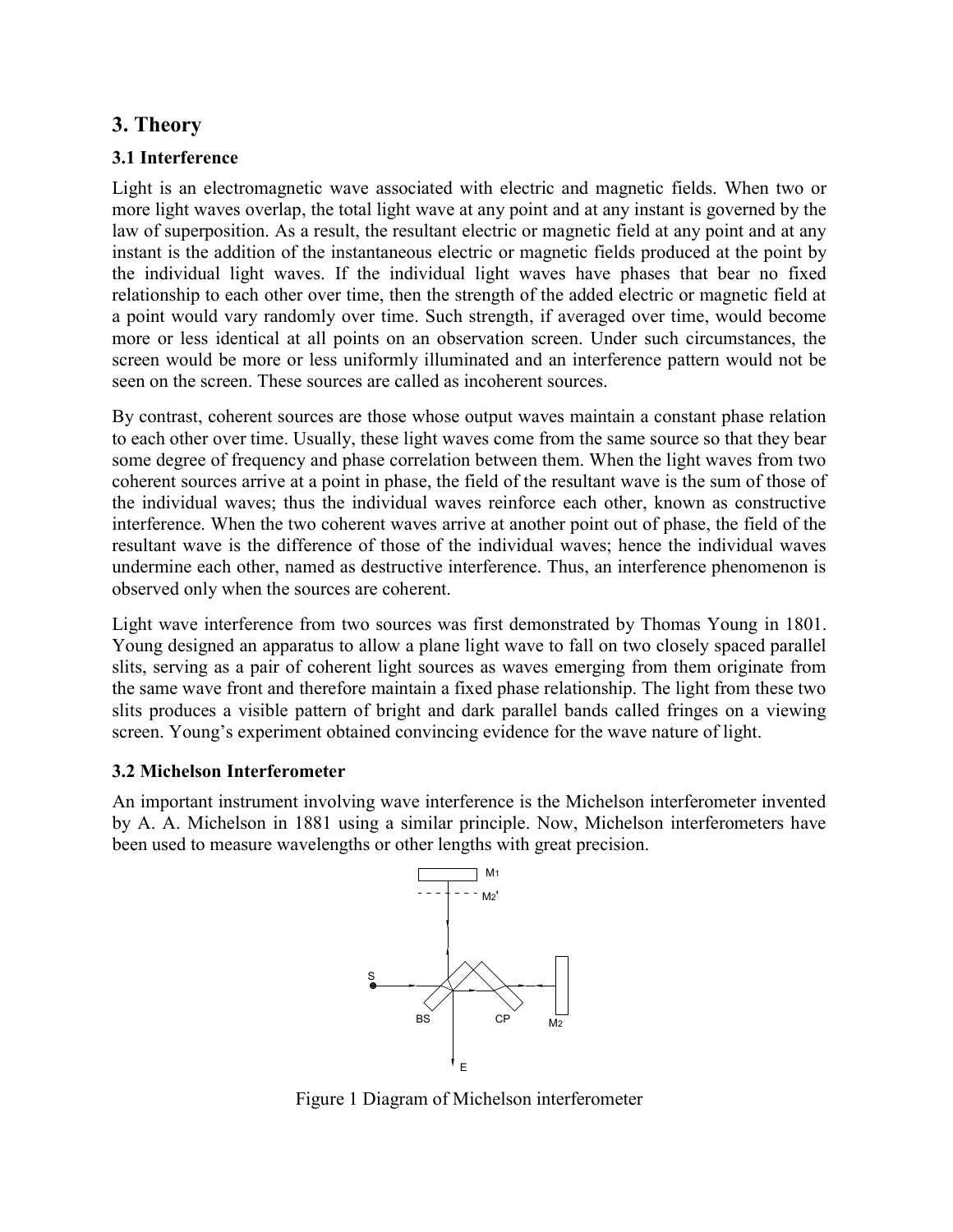## 3. Theory

### 3.1 Interference

Light is an electromagnetic wave associated with electric and magnetic fields. When two or more light waves overlap, the total light wave at any point and at any instant is governed by the law of superposition. As a result, the resultant electric or magnetic field at any point and at any instant is the addition of the instantaneous electric or magnetic fields produced at the point by the individual light waves. If the individual light waves have phases that bear no fixed relationship to each other over time, then the strength of the added electric or magnetic field at a point would vary randomly over time. Such strength, if averaged over time, would become more or less identical at all points on an observation screen. Under such circumstances, the screen would be more or less uniformly illuminated and an interference pattern would not be seen on the screen. These sources are called as incoherent sources.

By contrast, coherent sources are those whose output waves maintain a constant phase relation to each other over time. Usually, these light waves come from the same source so that they bear some degree of frequency and phase correlation between them. When the light waves from two coherent sources arrive at a point in phase, the field of the resultant wave is the sum of those of the individual waves; thus the individual waves reinforce each other, known as constructive interference. When the two coherent waves arrive at another point out of phase, the field of the resultant wave is the difference of those of the individual waves; hence the individual waves undermine each other, named as destructive interference. Thus, an interference phenomenon is observed only when the sources are coherent.

Light wave interference from two sources was first demonstrated by Thomas Young in 1801. Young designed an apparatus to allow a plane light wave to fall on two closely spaced parallel slits, serving as a pair of coherent light sources as waves emerging from them originate from the same wave front and therefore maintain a fixed phase relationship. The light from these two slits produces a visible pattern of bright and dark parallel bands called fringes on a viewing screen. Young's experiment obtained convincing evidence for the wave nature of light.

### 3.2 Michelson Interferometer

An important instrument involving wave interference is the Michelson interferometer invented by A. A. Michelson in 1881 using a similar principle. Now, Michelson interferometers have been used to measure wavelengths or other lengths with great precision.

Figure 1 Diagram of Michelson interferometer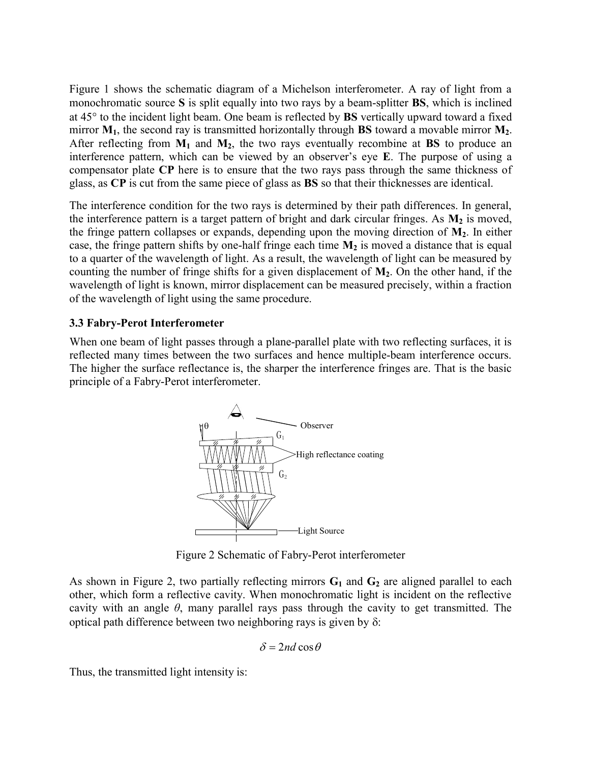Figure 1 shows the schematic diagram of a Michelson interferometer. A ray of light from a monochromatic source **S** is split equally into two rays by a beam-splitter **BS**, which is inclined at 45° to the incident light beam. One beam is reflected by **BS** vertically upward toward a fixed mirror $\mathbf{M_1}$, the second ray is transmitted horizontally through **BS** toward a movable mirror $\mathbf{M_2}$. After reflecting from $\mathbf{M_1}$ and $\mathbf{M_2}$, the two rays eventually recombine at **BS** to produce an interference pattern, which can be viewed by an observer's eye **E**. The purpose of using a compensator plate **CP** here is to ensure that the two rays pass through the same thickness of glass, as **CP** is cut from the same piece of glass as **BS** so that their thicknesses are identical.

The interference condition for the two rays is determined by their path differences. In general, the interference pattern is a target pattern of bright and dark circular fringes. As $\mathbf{M_2}$ is moved, the fringe pattern collapses or expands, depending upon the moving direction of $\mathbf{M_2}$. In either case, the fringe pattern shifts by one-half fringe each time $\mathbf{M_2}$ is moved a distance that is equal to a quarter of the wavelength of light. As a result, the wavelength of light can be measured by counting the number of fringe shifts for a given displacement of $\mathbf{M_2}$. On the other hand, if the wavelength of light is known, mirror displacement can be measured precisely, within a fraction of the wavelength of light using the same procedure.

### 3.3 Fabry-Perot Interferometer

When one beam of light passes through a plane-parallel plate with two reflecting surfaces, it is reflected many times between the two surfaces and hence multiple-beam interference occurs. The higher the surface reflectance is, the sharper the interference fringes are. That is the basic principle of a Fabry-Perot interferometer.

Figure 2 Schematic of Fabry-Perot interferometer

As shown in Figure 2, two partially reflecting mirrors $\mathbf{G_1}$ and $\mathbf{G_2}$ are aligned parallel to each other, which form a reflective cavity. When monochromatic light is incident on the reflective cavity with an angle $\theta$, many parallel rays pass through the cavity to get transmitted. The optical path difference between two neighboring rays is given by $\delta$:

$$\delta = 2nd\cos\theta$$

Thus, the transmitted light intensity is: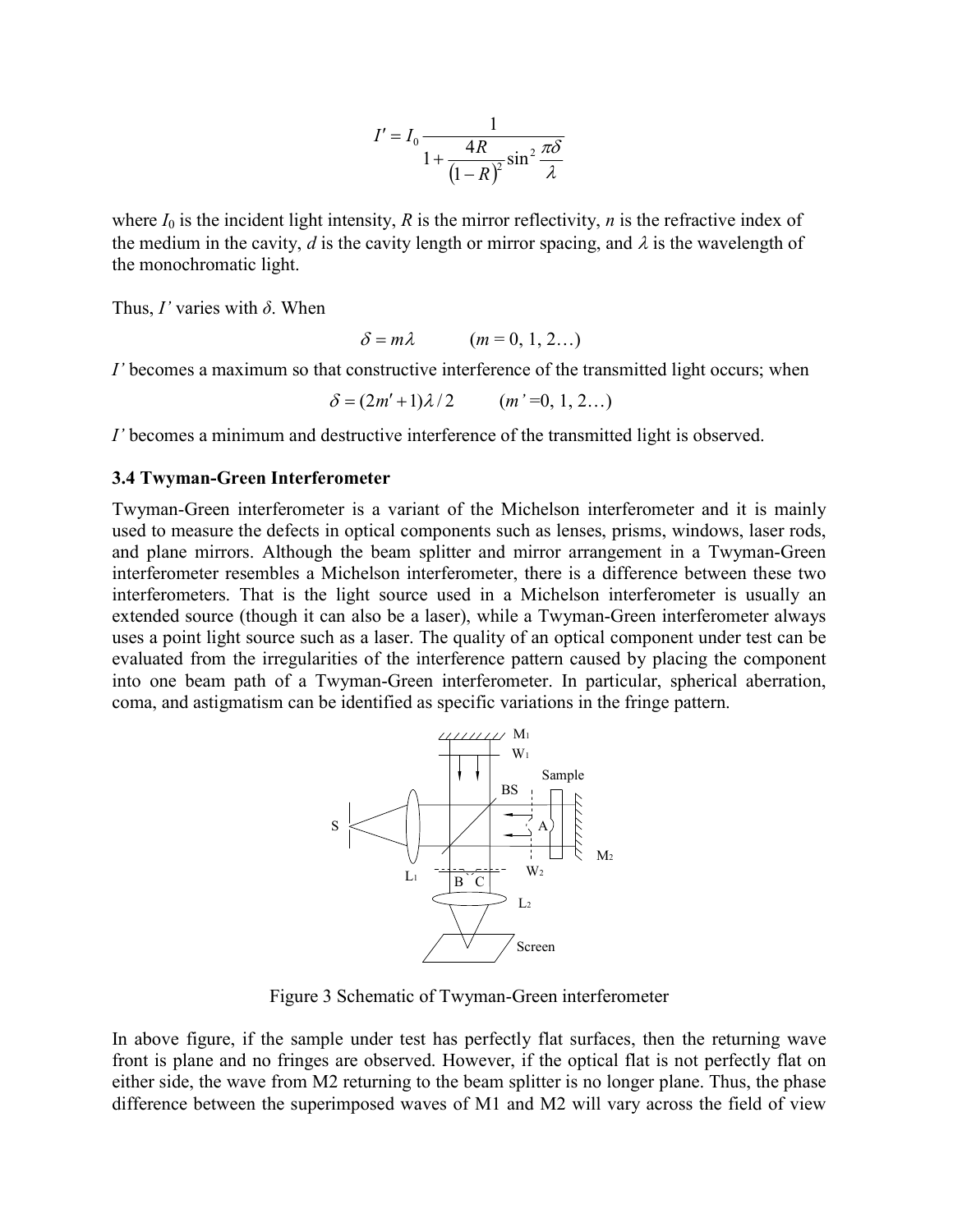$$I' = I_0 \frac{1}{1 + \frac{4R}{(1-R)^2} \sin^2 \frac{\pi \delta}{\lambda}}$$

where $I_0$ is the incident light intensity, $R$ is the mirror reflectivity, $n$ is the refractive index of the medium in the cavity, $d$ is the cavity length or mirror spacing, and $\lambda$ is the wavelength of the monochromatic light.

Thus, $I'$ varies with $\delta$. When

$$\delta = m\lambda \qquad (m = 0, 1, 2\ldots)$$

$I'$ becomes a maximum so that constructive interference of the transmitted light occurs; when

$$\delta = (2m' + 1)\lambda / 2 \qquad (m' = 0, 1, 2\ldots)$$

$I'$ becomes a minimum and destructive interference of the transmitted light is observed.

### 3.4 Twyman-Green Interferometer

Twyman-Green interferometer is a variant of the Michelson interferometer and it is mainly used to measure the defects in optical components such as lenses, prisms, windows, laser rods, and plane mirrors. Although the beam splitter and mirror arrangement in a Twyman-Green interferometer resembles a Michelson interferometer, there is a difference between these two interferometers. That is the light source used in a Michelson interferometer is usually an extended source (though it can also be a laser), while a Twyman-Green interferometer always uses a point light source such as a laser. The quality of an optical component under test can be evaluated from the irregularities of the interference pattern caused by placing the component into one beam path of a Twyman-Green interferometer. In particular, spherical aberration, coma, and astigmatism can be identified as specific variations in the fringe pattern.

Figure 3 Schematic of Twyman-Green interferometer

In above figure, if the sample under test has perfectly flat surfaces, then the returning wave front is plane and no fringes are observed. However, if the optical flat is not perfectly flat on either side, the wave from M2 returning to the beam splitter is no longer plane. Thus, the phase difference between the superimposed waves of M1 and M2 will vary across the field of view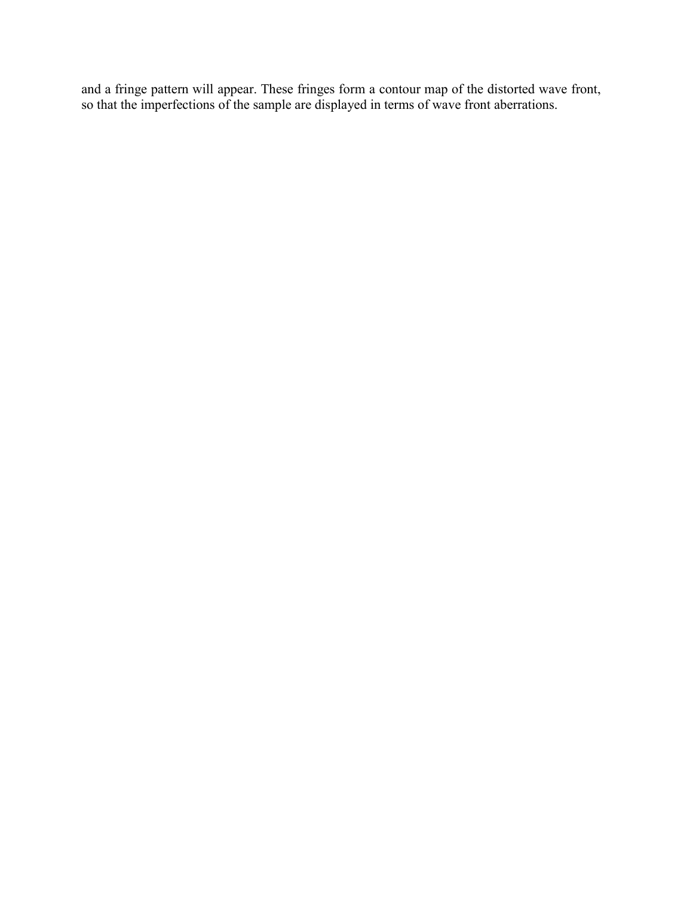and a fringe pattern will appear. These fringes form a contour map of the distorted wave front, so that the imperfections of the sample are displayed in terms of wave front aberrations.